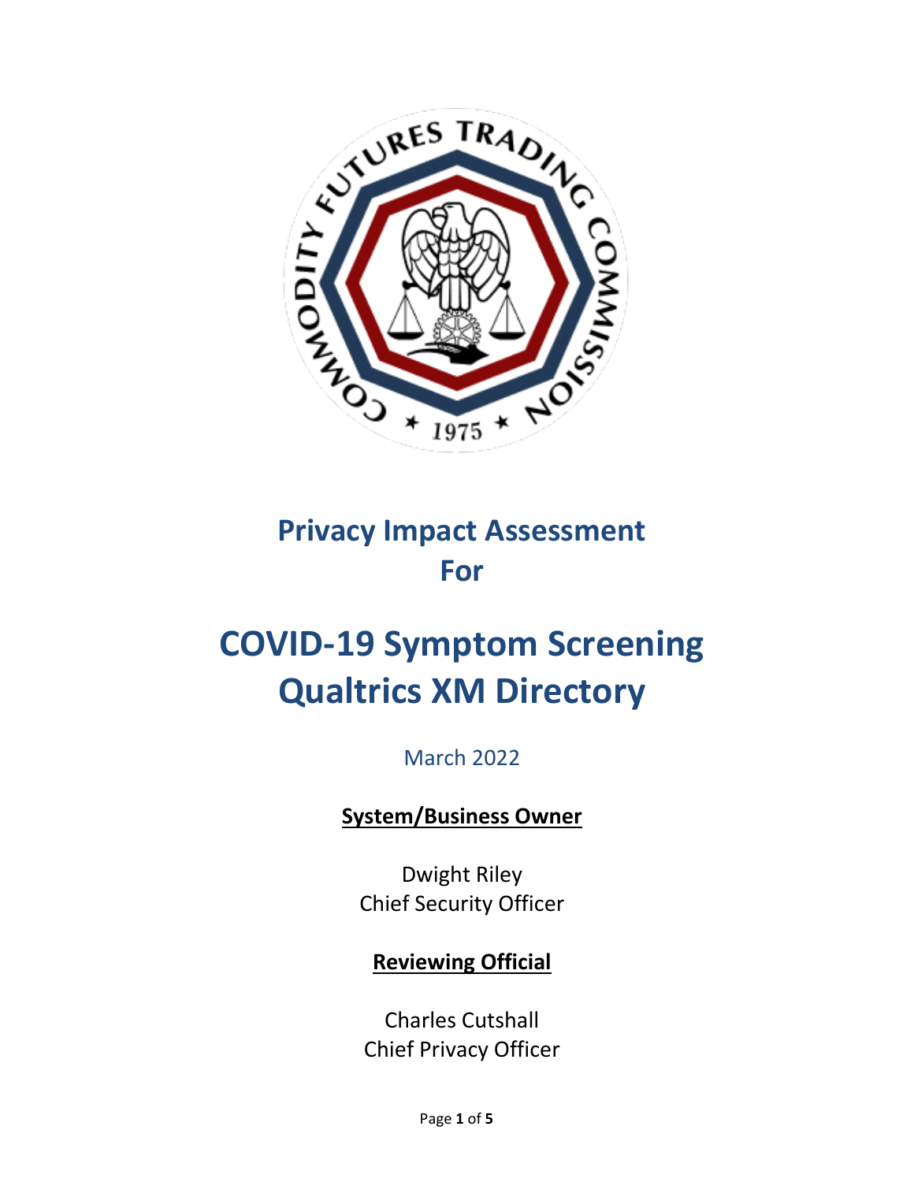# Privacy Impact Assessment For

# COVID-19 Symptom Screening Qualtrics XM Directory

March 2022

**System/Business Owner**

Dwight Riley
Chief Security Officer

**Reviewing Official**

Charles Cutshall
Chief Privacy Officer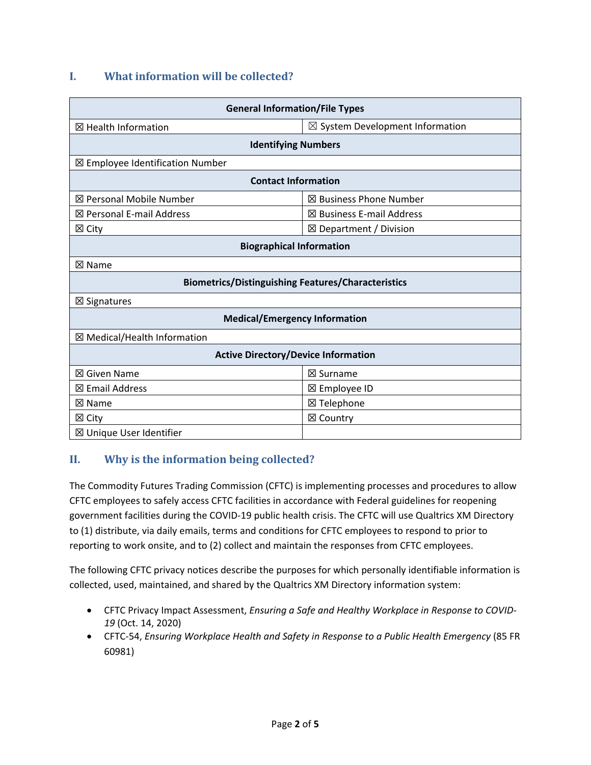## I. What information will be collected?

| General Information/File Types | |
|---|---|
| ☒ Health Information | ☒ System Development Information |
| **Identifying Numbers** | |
| ☒ Employee Identification Number | |
| **Contact Information** | |
| ☒ Personal Mobile Number | ☒ Business Phone Number |
| ☒ Personal E-mail Address | ☒ Business E-mail Address |
| ☒ City | ☒ Department / Division |
| **Biographical Information** | |
| ☒ Name | |
| **Biometrics/Distinguishing Features/Characteristics** | |
| ☒ Signatures | |
| **Medical/Emergency Information** | |
| ☒ Medical/Health Information | |
| **Active Directory/Device Information** | |
| ☒ Given Name | ☒ Surname |
| ☒ Email Address | ☒ Employee ID |
| ☒ Name | ☒ Telephone |
| ☒ City | ☒ Country |
| ☒ Unique User Identifier | |

## II. Why is the information being collected?

The Commodity Futures Trading Commission (CFTC) is implementing processes and procedures to allow CFTC employees to safely access CFTC facilities in accordance with Federal guidelines for reopening government facilities during the COVID-19 public health crisis. The CFTC will use Qualtrics XM Directory to (1) distribute, via daily emails, terms and conditions for CFTC employees to respond to prior to reporting to work onsite, and to (2) collect and maintain the responses from CFTC employees.

The following CFTC privacy notices describe the purposes for which personally identifiable information is collected, used, maintained, and shared by the Qualtrics XM Directory information system:

- CFTC Privacy Impact Assessment, *Ensuring a Safe and Healthy Workplace in Response to COVID-19* (Oct. 14, 2020)
- CFTC-54, *Ensuring Workplace Health and Safety in Response to a Public Health Emergency* (85 FR 60981)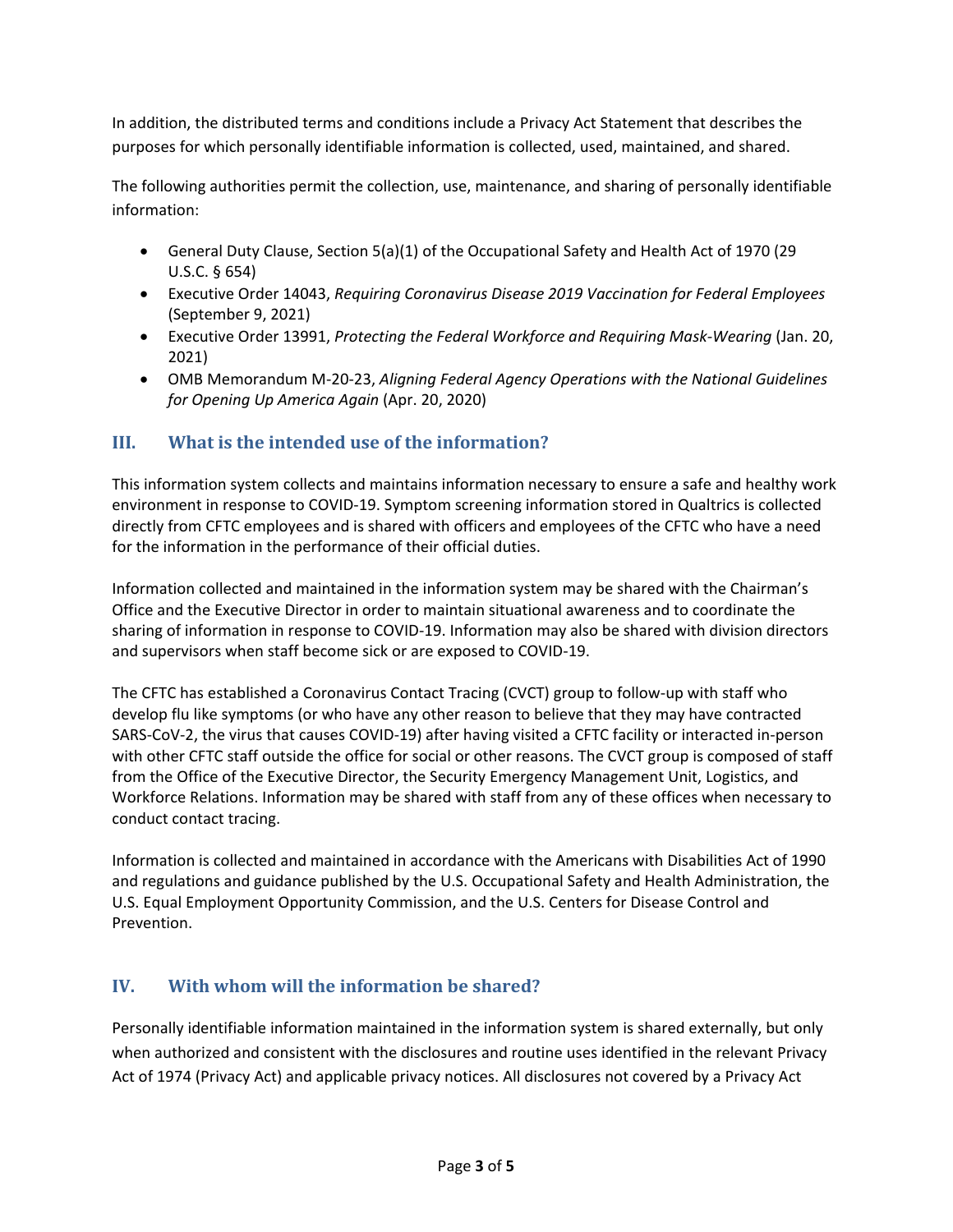In addition, the distributed terms and conditions include a Privacy Act Statement that describes the purposes for which personally identifiable information is collected, used, maintained, and shared.

The following authorities permit the collection, use, maintenance, and sharing of personally identifiable information:

- General Duty Clause, Section 5(a)(1) of the Occupational Safety and Health Act of 1970 (29 U.S.C. § 654)
- Executive Order 14043, *Requiring Coronavirus Disease 2019 Vaccination for Federal Employees* (September 9, 2021)
- Executive Order 13991, *Protecting the Federal Workforce and Requiring Mask-Wearing* (Jan. 20, 2021)
- OMB Memorandum M-20-23, *Aligning Federal Agency Operations with the National Guidelines for Opening Up America Again* (Apr. 20, 2020)

## III. What is the intended use of the information?

This information system collects and maintains information necessary to ensure a safe and healthy work environment in response to COVID-19. Symptom screening information stored in Qualtrics is collected directly from CFTC employees and is shared with officers and employees of the CFTC who have a need for the information in the performance of their official duties.

Information collected and maintained in the information system may be shared with the Chairman's Office and the Executive Director in order to maintain situational awareness and to coordinate the sharing of information in response to COVID-19. Information may also be shared with division directors and supervisors when staff become sick or are exposed to COVID-19.

The CFTC has established a Coronavirus Contact Tracing (CVCT) group to follow-up with staff who develop flu like symptoms (or who have any other reason to believe that they may have contracted SARS-CoV-2, the virus that causes COVID-19) after having visited a CFTC facility or interacted in-person with other CFTC staff outside the office for social or other reasons. The CVCT group is composed of staff from the Office of the Executive Director, the Security Emergency Management Unit, Logistics, and Workforce Relations. Information may be shared with staff from any of these offices when necessary to conduct contact tracing.

Information is collected and maintained in accordance with the Americans with Disabilities Act of 1990 and regulations and guidance published by the U.S. Occupational Safety and Health Administration, the U.S. Equal Employment Opportunity Commission, and the U.S. Centers for Disease Control and Prevention.

## IV. With whom will the information be shared?

Personally identifiable information maintained in the information system is shared externally, but only when authorized and consistent with the disclosures and routine uses identified in the relevant Privacy Act of 1974 (Privacy Act) and applicable privacy notices. All disclosures not covered by a Privacy Act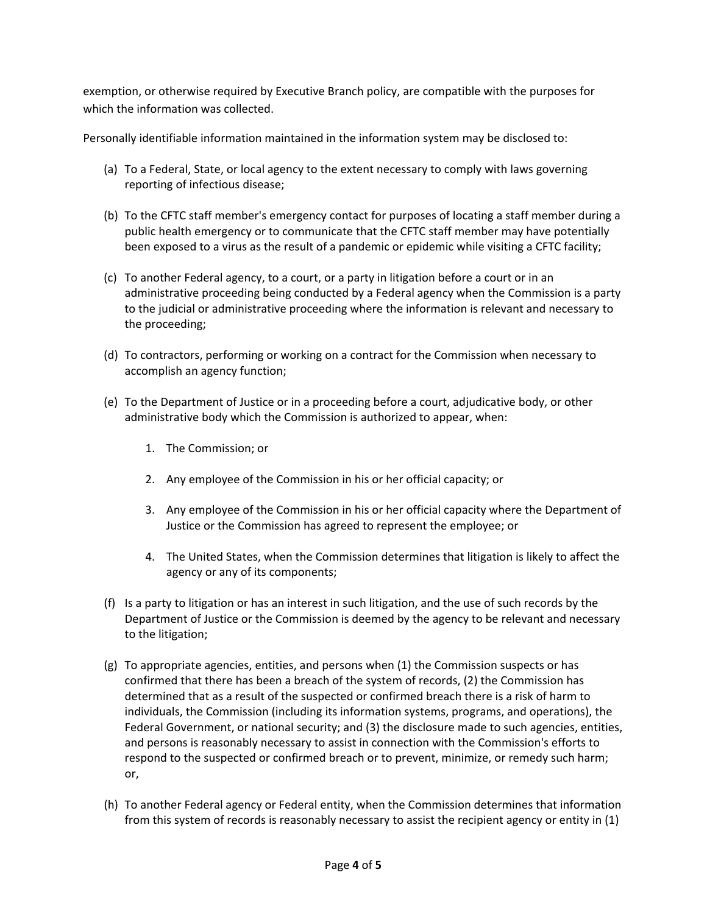exemption, or otherwise required by Executive Branch policy, are compatible with the purposes for which the information was collected.

Personally identifiable information maintained in the information system may be disclosed to:

(a) To a Federal, State, or local agency to the extent necessary to comply with laws governing reporting of infectious disease;

(b) To the CFTC staff member's emergency contact for purposes of locating a staff member during a public health emergency or to communicate that the CFTC staff member may have potentially been exposed to a virus as the result of a pandemic or epidemic while visiting a CFTC facility;

(c) To another Federal agency, to a court, or a party in litigation before a court or in an administrative proceeding being conducted by a Federal agency when the Commission is a party to the judicial or administrative proceeding where the information is relevant and necessary to the proceeding;

(d) To contractors, performing or working on a contract for the Commission when necessary to accomplish an agency function;

(e) To the Department of Justice or in a proceeding before a court, adjudicative body, or other administrative body which the Commission is authorized to appear, when:

1. The Commission; or
2. Any employee of the Commission in his or her official capacity; or
3. Any employee of the Commission in his or her official capacity where the Department of Justice or the Commission has agreed to represent the employee; or
4. The United States, when the Commission determines that litigation is likely to affect the agency or any of its components;

(f) Is a party to litigation or has an interest in such litigation, and the use of such records by the Department of Justice or the Commission is deemed by the agency to be relevant and necessary to the litigation;

(g) To appropriate agencies, entities, and persons when (1) the Commission suspects or has confirmed that there has been a breach of the system of records, (2) the Commission has determined that as a result of the suspected or confirmed breach there is a risk of harm to individuals, the Commission (including its information systems, programs, and operations), the Federal Government, or national security; and (3) the disclosure made to such agencies, entities, and persons is reasonably necessary to assist in connection with the Commission's efforts to respond to the suspected or confirmed breach or to prevent, minimize, or remedy such harm; or,

(h) To another Federal agency or Federal entity, when the Commission determines that information from this system of records is reasonably necessary to assist the recipient agency or entity in (1)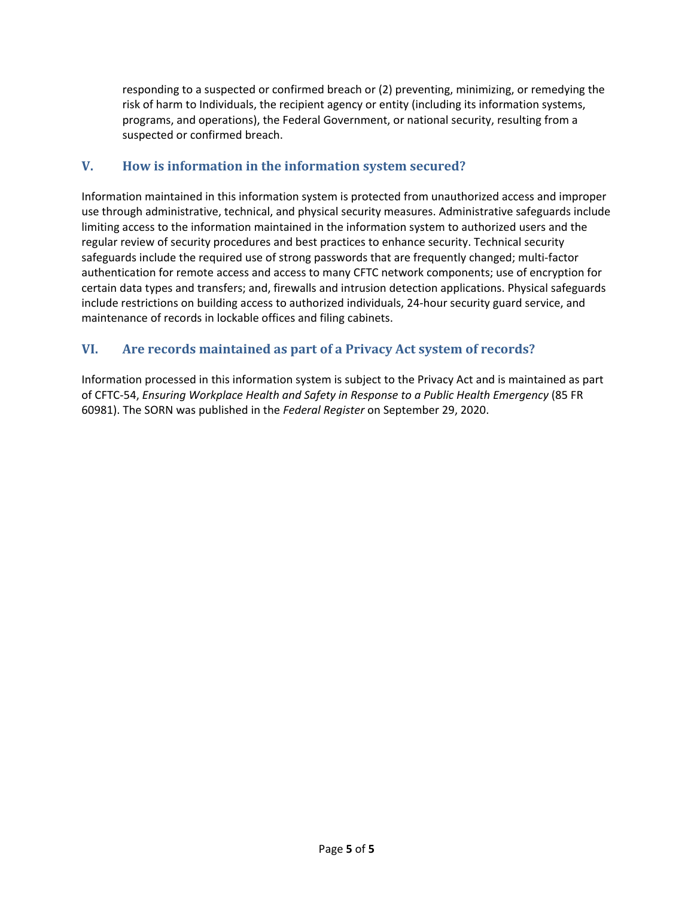responding to a suspected or confirmed breach or (2) preventing, minimizing, or remedying the risk of harm to Individuals, the recipient agency or entity (including its information systems, programs, and operations), the Federal Government, or national security, resulting from a suspected or confirmed breach.

## V. How is information in the information system secured?

Information maintained in this information system is protected from unauthorized access and improper use through administrative, technical, and physical security measures. Administrative safeguards include limiting access to the information maintained in the information system to authorized users and the regular review of security procedures and best practices to enhance security. Technical security safeguards include the required use of strong passwords that are frequently changed; multi-factor authentication for remote access and access to many CFTC network components; use of encryption for certain data types and transfers; and, firewalls and intrusion detection applications. Physical safeguards include restrictions on building access to authorized individuals, 24-hour security guard service, and maintenance of records in lockable offices and filing cabinets.

## VI. Are records maintained as part of a Privacy Act system of records?

Information processed in this information system is subject to the Privacy Act and is maintained as part of CFTC-54, *Ensuring Workplace Health and Safety in Response to a Public Health Emergency* (85 FR 60981). The SORN was published in the *Federal Register* on September 29, 2020.